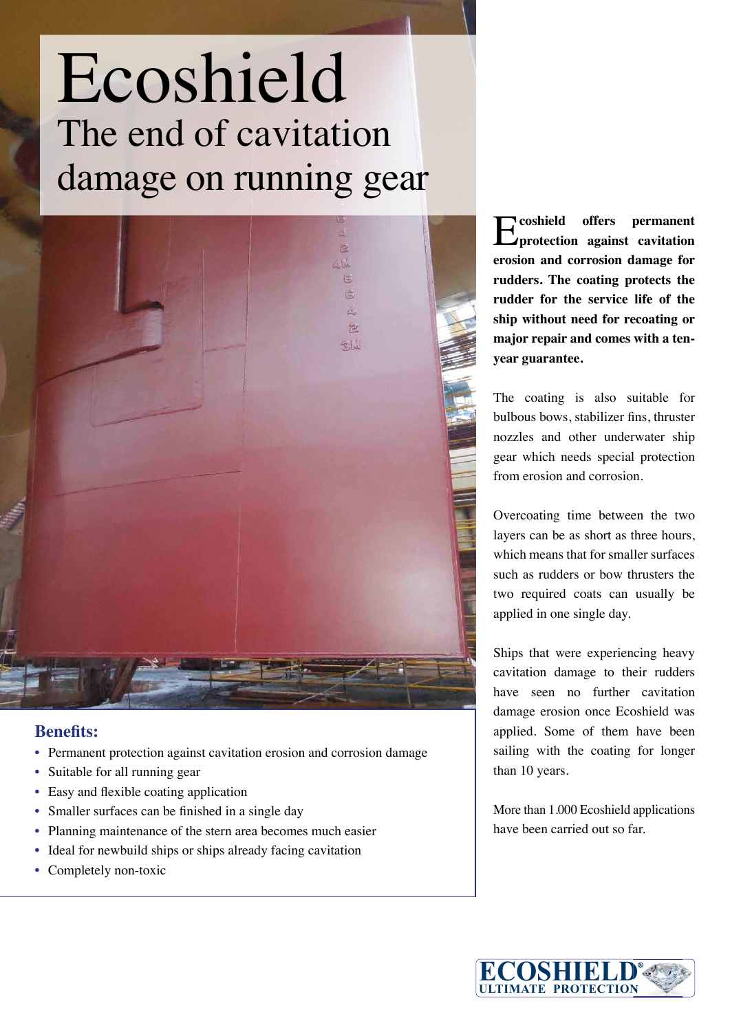# Ecoshield

## The end of cavitation damage on running gear

**Ecoshield offers permanent protection against cavitation erosion and corrosion damage for rudders. The coating protects the rudder for the service life of the ship without need for recoating or major repair and comes with a ten-year guarantee.**

The coating is also suitable for bulbous bows, stabilizer fins, thruster nozzles and other underwater ship gear which needs special protection from erosion and corrosion.

Overcoating time between the two layers can be as short as three hours, which means that for smaller surfaces such as rudders or bow thrusters the two required coats can usually be applied in one single day.

Ships that were experiencing heavy cavitation damage to their rudders have seen no further cavitation damage erosion once Ecoshield was applied. Some of them have been sailing with the coating for longer than 10 years.

More than 1.000 Ecoshield applications have been carried out so far.

### Benefits:

- Permanent protection against cavitation erosion and corrosion damage
- Suitable for all running gear
- Easy and flexible coating application
- Smaller surfaces can be finished in a single day
- Planning maintenance of the stern area becomes much easier
- Ideal for newbuild ships or ships already facing cavitation
- Completely non-toxic

ECOSHIELD® ULTIMATE PROTECTION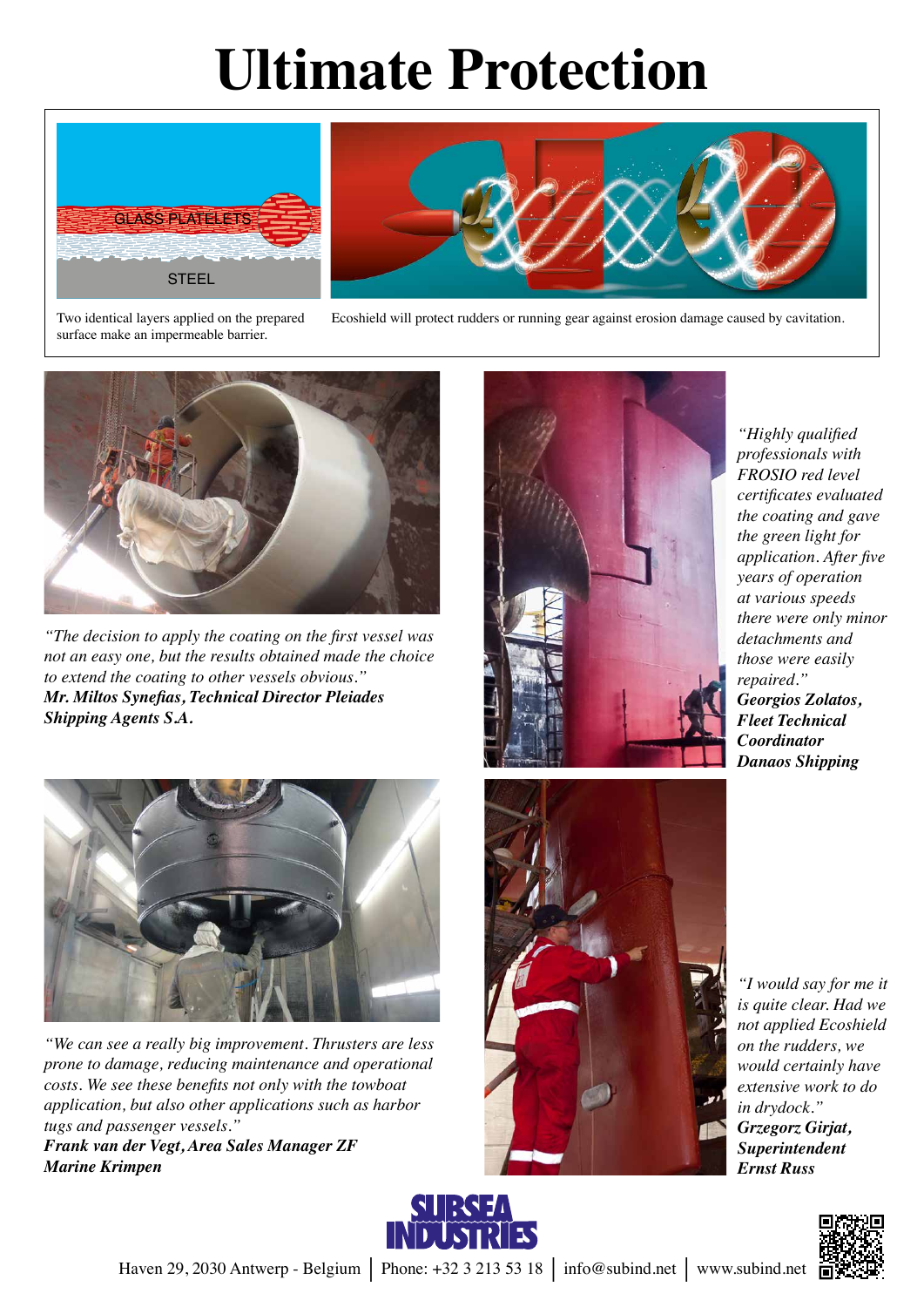# Ultimate Protection

GLASS PLATELETS

STEEL

Two identical layers applied on the prepared surface make an impermeable barrier.

Ecoshield will protect rudders or running gear against erosion damage caused by cavitation.

*"The decision to apply the coating on the first vessel was not an easy one, but the results obtained made the choice to extend the coating to other vessels obvious."*
***Mr. Miltos Synefias, Technical Director Pleiades Shipping Agents S.A.***

*"Highly qualified professionals with FROSIO red level certificates evaluated the coating and gave the green light for application. After five years of operation at various speeds there were only minor detachments and those were easily repaired."*
***Georgios Zolatos, Fleet Technical Coordinator Danaos Shipping***

*"We can see a really big improvement. Thrusters are less prone to damage, reducing maintenance and operational costs. We see these benefits not only with the towboat application, but also other applications such as harbor tugs and passenger vessels."*
***Frank van der Vegt, Area Sales Manager ZF Marine Krimpen***

*"I would say for me it is quite clear. Had we not applied Ecoshield on the rudders, we would certainly have extensive work to do in drydock."*
***Grzegorz Girjat, Superintendent Ernst Russ***

SUBSEA INDUSTRIES

Haven 29, 2030 Antwerp - Belgium | Phone: +32 3 213 53 18 | info@subind.net | www.subind.net